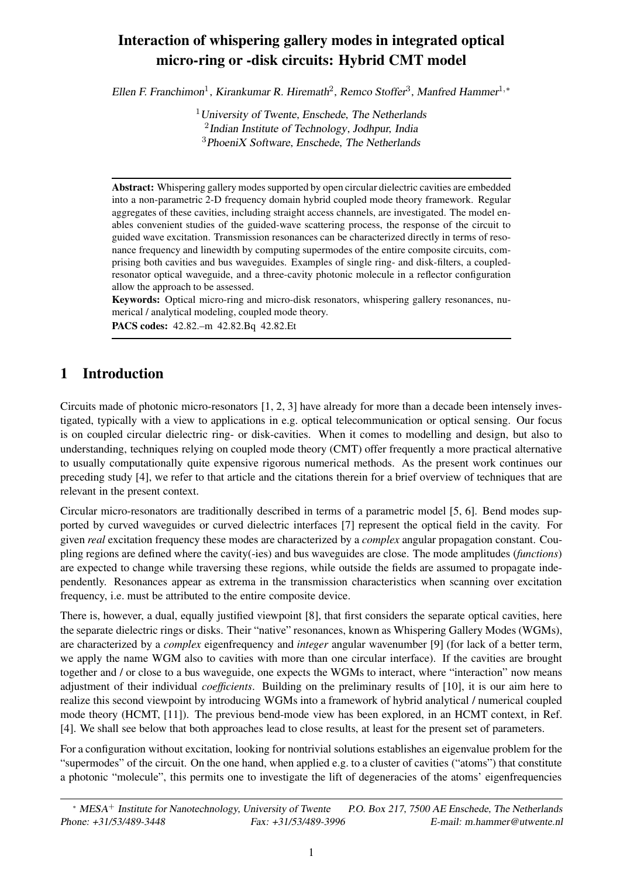# Interaction of whispering gallery modes in integrated optical micro-ring or -disk circuits: Hybrid CMT model

*Ellen F. Franchimon*[1], *Kirankumar R. Hiremath*[2], *Remco Stoffer*[3], *Manfred Hammer*[1,*]

[1] *University of Twente, Enschede, The Netherlands*
[2] *Indian Institute of Technology, Jodhpur, India*
[3] *PhoeniX Software, Enschede, The Netherlands*

**Abstract:** Whispering gallery modes supported by open circular dielectric cavities are embedded into a non-parametric 2-D frequency domain hybrid coupled mode theory framework. Regular aggregates of these cavities, including straight access channels, are investigated. The model enables convenient studies of the guided-wave scattering process, the response of the circuit to guided wave excitation. Transmission resonances can be characterized directly in terms of resonance frequency and linewidth by computing supermodes of the entire composite circuits, comprising both cavities and bus waveguides. Examples of single ring- and disk-filters, a coupled-resonator optical waveguide, and a three-cavity photonic molecule in a reflector configuration allow the approach to be assessed.

**Keywords:** Optical micro-ring and micro-disk resonators, whispering gallery resonances, numerical / analytical modeling, coupled mode theory.

**PACS codes:** 42.82.–m 42.82.Bq 42.82.Et

## 1 Introduction

Circuits made of photonic micro-resonators [1, 2, 3] have already for more than a decade been intensely investigated, typically with a view to applications in e.g. optical telecommunication or optical sensing. Our focus is on coupled circular dielectric ring- or disk-cavities. When it comes to modelling and design, but also to understanding, techniques relying on coupled mode theory (CMT) offer frequently a more practical alternative to usually computationally quite expensive rigorous numerical methods. As the present work continues our preceding study [4], we refer to that article and the citations therein for a brief overview of techniques that are relevant in the present context.

Circular micro-resonators are traditionally described in terms of a parametric model [5, 6]. Bend modes supported by curved waveguides or curved dielectric interfaces [7] represent the optical field in the cavity. For given *real* excitation frequency these modes are characterized by a *complex* angular propagation constant. Coupling regions are defined where the cavity(-ies) and bus waveguides are close. The mode amplitudes (*functions*) are expected to change while traversing these regions, while outside the fields are assumed to propagate independently. Resonances appear as extrema in the transmission characteristics when scanning over excitation frequency, i.e. must be attributed to the entire composite device.

There is, however, a dual, equally justified viewpoint [8], that first considers the separate optical cavities, here the separate dielectric rings or disks. Their "native" resonances, known as Whispering Gallery Modes (WGMs), are characterized by a *complex* eigenfrequency and *integer* angular wavenumber [9] (for lack of a better term, we apply the name WGM also to cavities with more than one circular interface). If the cavities are brought together and / or close to a bus waveguide, one expects the WGMs to interact, where "interaction" now means adjustment of their individual *coefficients*. Building on the preliminary results of [10], it is our aim here to realize this second viewpoint by introducing WGMs into a framework of hybrid analytical / numerical coupled mode theory (HCMT, [11]). The previous bend-mode view has been explored, in an HCMT context, in Ref. [4]. We shall see below that both approaches lead to close results, at least for the present set of parameters.

For a configuration without excitation, looking for nontrivial solutions establishes an eigenvalue problem for the "supermodes" of the circuit. On the one hand, when applied e.g. to a cluster of cavities ("atoms") that constitute a photonic "molecule", this permits one to investigate the lift of degeneracies of the atoms' eigenfrequencies

---

[*] *MESA*$^+$ *Institute for Nanotechnology, University of Twente  P.O. Box 217, 7500 AE Enschede, The Netherlands*
*Phone: +31/53/489-3448  Fax: +31/53/489-3996  E-mail: m.hammer@utwente.nl*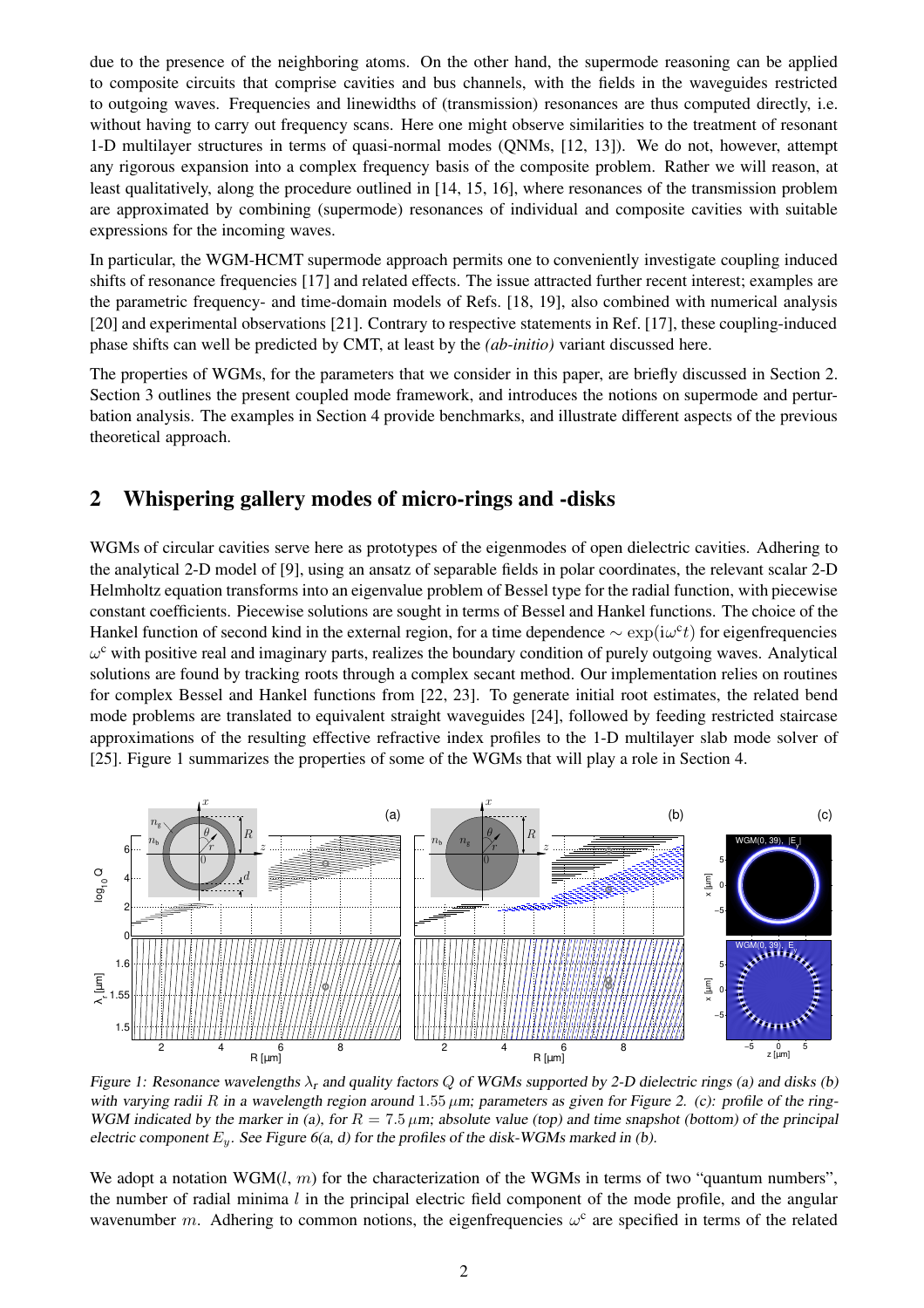due to the presence of the neighboring atoms. On the other hand, the supermode reasoning can be applied to composite circuits that comprise cavities and bus channels, with the fields in the waveguides restricted to outgoing waves. Frequencies and linewidths of (transmission) resonances are thus computed directly, i.e. without having to carry out frequency scans. Here one might observe similarities to the treatment of resonant 1-D multilayer structures in terms of quasi-normal modes (QNMs, [12, 13]). We do not, however, attempt any rigorous expansion into a complex frequency basis of the composite problem. Rather we will reason, at least qualitatively, along the procedure outlined in [14, 15, 16], where resonances of the transmission problem are approximated by combining (supermode) resonances of individual and composite cavities with suitable expressions for the incoming waves.

In particular, the WGM-HCMT supermode approach permits one to conveniently investigate coupling induced shifts of resonance frequencies [17] and related effects. The issue attracted further recent interest; examples are the parametric frequency- and time-domain models of Refs. [18, 19], also combined with numerical analysis [20] and experimental observations [21]. Contrary to respective statements in Ref. [17], these coupling-induced phase shifts can well be predicted by CMT, at least by the *(ab-initio)* variant discussed here.

The properties of WGMs, for the parameters that we consider in this paper, are briefly discussed in Section 2. Section 3 outlines the present coupled mode framework, and introduces the notions on supermode and perturbation analysis. The examples in Section 4 provide benchmarks, and illustrate different aspects of the previous theoretical approach.

## 2 Whispering gallery modes of micro-rings and -disks

WGMs of circular cavities serve here as prototypes of the eigenmodes of open dielectric cavities. Adhering to the analytical 2-D model of [9], using an ansatz of separable fields in polar coordinates, the relevant scalar 2-D Helmholtz equation transforms into an eigenvalue problem of Bessel type for the radial function, with piecewise constant coefficients. Piecewise solutions are sought in terms of Bessel and Hankel functions. The choice of the Hankel function of second kind in the external region, for a time dependence $\sim \exp(i\omega^c t)$ for eigenfrequencies $\omega^c$ with positive real and imaginary parts, realizes the boundary condition of purely outgoing waves. Analytical solutions are found by tracking roots through a complex secant method. Our implementation relies on routines for complex Bessel and Hankel functions from [22, 23]. To generate initial root estimates, the related bend mode problems are translated to equivalent straight waveguides [24], followed by feeding restricted staircase approximations of the resulting effective refractive index profiles to the 1-D multilayer slab mode solver of [25]. Figure 1 summarizes the properties of some of the WGMs that will play a role in Section 4.

*Figure 1: Resonance wavelengths $\lambda_r$ and quality factors $Q$ of WGMs supported by 2-D dielectric rings (a) and disks (b) with varying radii $R$ in a wavelength region around $1.55\,\mu$m; parameters as given for Figure 2. (c): profile of the ring-WGM indicated by the marker in (a), for $R = 7.5\,\mu$m; absolute value (top) and time snapshot (bottom) of the principal electric component $E_y$. See Figure 6(a, d) for the profiles of the disk-WGMs marked in (b).*

We adopt a notation WGM($l$, $m$) for the characterization of the WGMs in terms of two "quantum numbers", the number of radial minima $l$ in the principal electric field component of the mode profile, and the angular wavenumber $m$. Adhering to common notions, the eigenfrequencies $\omega^c$ are specified in terms of the related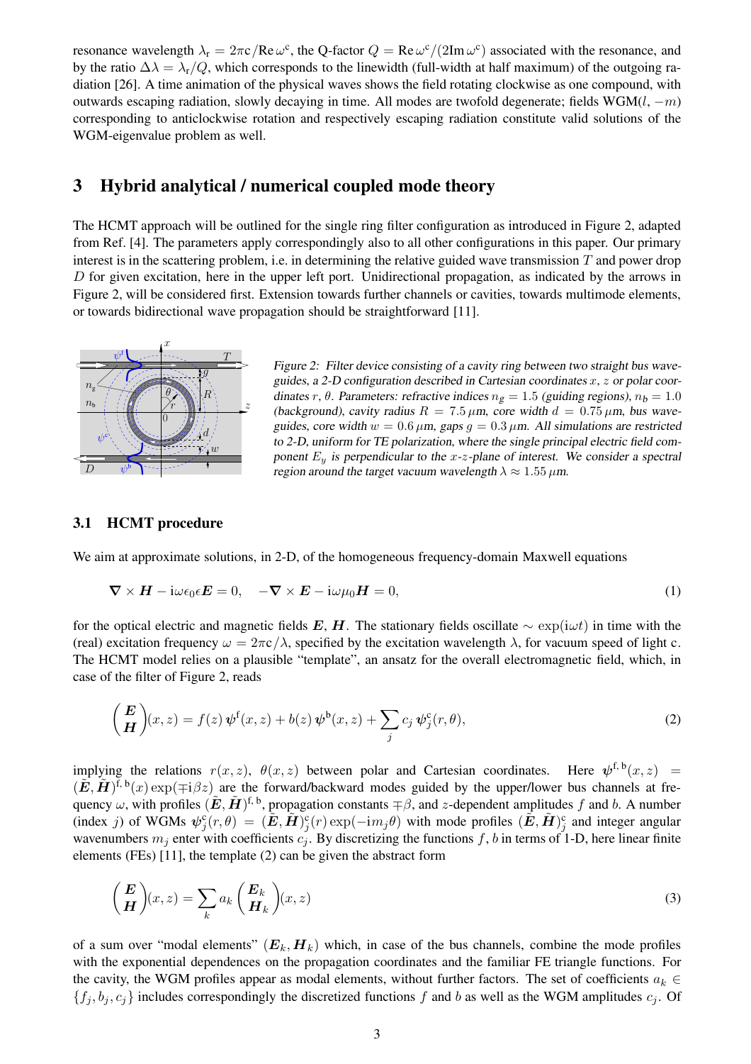resonance wavelength $\lambda_\mathrm{r} = 2\pi\mathrm{c}/\mathrm{Re}\,\omega^\mathrm{c}$, the Q-factor $Q = \mathrm{Re}\,\omega^\mathrm{c}/(2\mathrm{Im}\,\omega^\mathrm{c})$ associated with the resonance, and by the ratio $\Delta\lambda = \lambda_\mathrm{r}/Q$, which corresponds to the linewidth (full-width at half maximum) of the outgoing radiation [26]. A time animation of the physical waves shows the field rotating clockwise as one compound, with outwards escaping radiation, slowly decaying in time. All modes are twofold degenerate; fields WGM($l$, $-m$) corresponding to anticlockwise rotation and respectively escaping radiation constitute valid solutions of the WGM-eigenvalue problem as well.

## 3 Hybrid analytical / numerical coupled mode theory

The HCMT approach will be outlined for the single ring filter configuration as introduced in Figure 2, adapted from Ref. [4]. The parameters apply correspondingly also to all other configurations in this paper. Our primary interest is in the scattering problem, i.e. in determining the relative guided wave transmission $T$ and power drop $D$ for given excitation, here in the upper left port. Unidirectional propagation, as indicated by the arrows in Figure 2, will be considered first. Extension towards further channels or cavities, towards multimode elements, or towards bidirectional wave propagation should be straightforward [11].

*Figure 2: Filter device consisting of a cavity ring between two straight bus waveguides, a 2-D configuration described in Cartesian coordinates $x$, $z$ or polar coordinates $r$, $\theta$. Parameters: refractive indices $n_g = 1.5$ (guiding regions), $n_b = 1.0$ (background), cavity radius $R = 7.5\,\mu$m, core width $d = 0.75\,\mu$m, bus waveguides, core width $w = 0.6\,\mu$m, gaps $g = 0.3\,\mu$m. All simulations are restricted to 2-D, uniform for TE polarization, where the single principal electric field component $E_y$ is perpendicular to the $x$-$z$-plane of interest. We consider a spectral region around the target vacuum wavelength $\lambda \approx 1.55\,\mu$m.*

### 3.1 HCMT procedure

We aim at approximate solutions, in 2-D, of the homogeneous frequency-domain Maxwell equations

$$\boldsymbol{\nabla}\times\boldsymbol{H} - \mathrm{i}\omega\epsilon_0\epsilon\boldsymbol{E} = 0, \quad -\boldsymbol{\nabla}\times\boldsymbol{E} - \mathrm{i}\omega\mu_0\boldsymbol{H} = 0, \tag{1}$$

for the optical electric and magnetic fields $\boldsymbol{E}$, $\boldsymbol{H}$. The stationary fields oscillate $\sim \exp(\mathrm{i}\omega t)$ in time with the (real) excitation frequency $\omega = 2\pi\mathrm{c}/\lambda$, specified by the excitation wavelength $\lambda$, for vacuum speed of light c. The HCMT model relies on a plausible "template", an ansatz for the overall electromagnetic field, which, in case of the filter of Figure 2, reads

$$\begin{pmatrix}\boldsymbol{E}\\ \boldsymbol{H}\end{pmatrix}(x,z) = f(z)\,\boldsymbol{\psi}^\mathrm{f}(x,z) + b(z)\,\boldsymbol{\psi}^\mathrm{b}(x,z) + \sum_j c_j\,\boldsymbol{\psi}^\mathrm{c}_j(r,\theta), \tag{2}$$

implying the relations $r(x,z)$, $\theta(x,z)$ between polar and Cartesian coordinates. Here $\boldsymbol{\psi}^\mathrm{f,b}(x,z) = (\tilde{\boldsymbol{E}},\tilde{\boldsymbol{H}})^\mathrm{f,b}(x)\exp(\mp\mathrm{i}\beta z)$ are the forward/backward modes guided by the upper/lower bus channels at frequency $\omega$, with profiles $(\tilde{\boldsymbol{E}},\tilde{\boldsymbol{H}})^\mathrm{f,b}$, propagation constants $\mp\beta$, and $z$-dependent amplitudes $f$ and $b$. A number (index $j$) of WGMs $\boldsymbol{\psi}^\mathrm{c}_j(r,\theta) = (\tilde{\boldsymbol{E}},\tilde{\boldsymbol{H}})^\mathrm{c}_j(r)\exp(-\mathrm{i}m_j\theta)$ with mode profiles $(\tilde{\boldsymbol{E}},\tilde{\boldsymbol{H}})^\mathrm{c}_j$ and integer angular wavenumbers $m_j$ enter with coefficients $c_j$. By discretizing the functions $f$, $b$ in terms of 1-D, here linear finite elements (FEs) [11], the template (2) can be given the abstract form

$$\begin{pmatrix}\boldsymbol{E}\\ \boldsymbol{H}\end{pmatrix}(x,z) = \sum_k a_k\begin{pmatrix}\boldsymbol{E}_k\\ \boldsymbol{H}_k\end{pmatrix}(x,z) \tag{3}$$

of a sum over "modal elements" $(\boldsymbol{E}_k,\boldsymbol{H}_k)$ which, in case of the bus channels, combine the mode profiles with the exponential dependences on the propagation coordinates and the familiar FE triangle functions. For the cavity, the WGM profiles appear as modal elements, without further factors. The set of coefficients $a_k \in \{f_j, b_j, c_j\}$ includes correspondingly the discretized functions $f$ and $b$ as well as the WGM amplitudes $c_j$. Of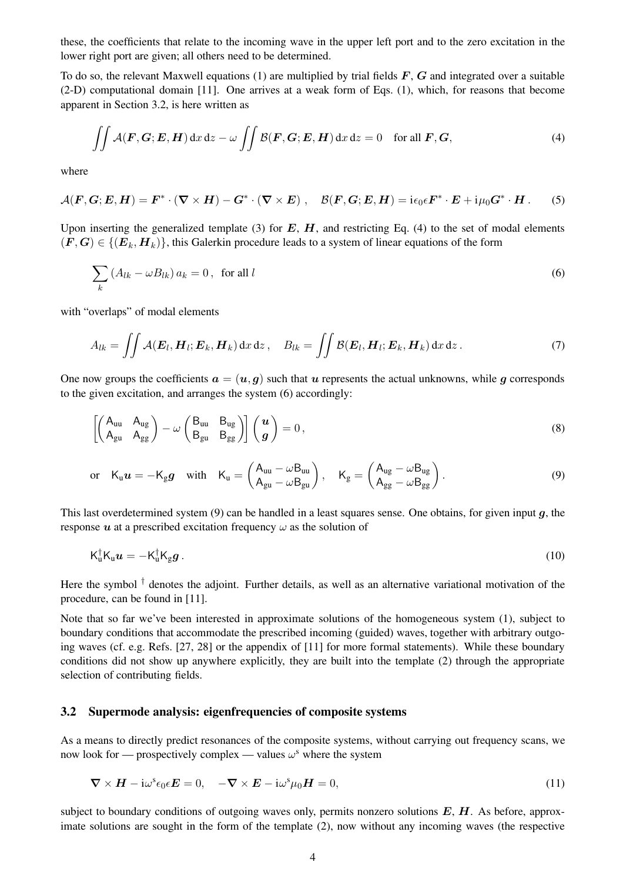these, the coefficients that relate to the incoming wave in the upper left port and to the zero excitation in the lower right port are given; all others need to be determined.

To do so, the relevant Maxwell equations (1) are multiplied by trial fields $\boldsymbol{F}$, $\boldsymbol{G}$ and integrated over a suitable (2-D) computational domain [11]. One arrives at a weak form of Eqs. (1), which, for reasons that become apparent in Section 3.2, is here written as

$$\iint \mathcal{A}(\boldsymbol{F}, \boldsymbol{G}; \boldsymbol{E}, \boldsymbol{H})\,\mathrm{d}x\,\mathrm{d}z - \omega \iint \mathcal{B}(\boldsymbol{F}, \boldsymbol{G}; \boldsymbol{E}, \boldsymbol{H})\,\mathrm{d}x\,\mathrm{d}z = 0 \quad \text{for all } \boldsymbol{F}, \boldsymbol{G}, \tag{4}$$

where

$$\mathcal{A}(\boldsymbol{F}, \boldsymbol{G}; \boldsymbol{E}, \boldsymbol{H}) = \boldsymbol{F}^* \cdot (\boldsymbol{\nabla} \times \boldsymbol{H}) - \boldsymbol{G}^* \cdot (\boldsymbol{\nabla} \times \boldsymbol{E}), \quad \mathcal{B}(\boldsymbol{F}, \boldsymbol{G}; \boldsymbol{E}, \boldsymbol{H}) = \mathrm{i}\epsilon_0\epsilon \boldsymbol{F}^* \cdot \boldsymbol{E} + \mathrm{i}\mu_0 \boldsymbol{G}^* \cdot \boldsymbol{H}. \tag{5}$$

Upon inserting the generalized template (3) for $\boldsymbol{E}$, $\boldsymbol{H}$, and restricting Eq. (4) to the set of modal elements $(\boldsymbol{F}, \boldsymbol{G}) \in \{(\boldsymbol{E}_k, \boldsymbol{H}_k)\}$, this Galerkin procedure leads to a system of linear equations of the form

$$\sum_k (A_{lk} - \omega B_{lk})\, a_k = 0\,, \ \text{ for all } l \tag{6}$$

with "overlaps" of modal elements

$$A_{lk} = \iint \mathcal{A}(\boldsymbol{E}_l, \boldsymbol{H}_l; \boldsymbol{E}_k, \boldsymbol{H}_k)\,\mathrm{d}x\,\mathrm{d}z\,, \quad B_{lk} = \iint \mathcal{B}(\boldsymbol{E}_l, \boldsymbol{H}_l; \boldsymbol{E}_k, \boldsymbol{H}_k)\,\mathrm{d}x\,\mathrm{d}z\,. \tag{7}$$

One now groups the coefficients $\boldsymbol{a} = (\boldsymbol{u}, \boldsymbol{g})$ such that $\boldsymbol{u}$ represents the actual unknowns, while $\boldsymbol{g}$ corresponds to the given excitation, and arranges the system (6) accordingly:

$$\left[\begin{pmatrix} \mathsf{A}_{\mathrm{uu}} & \mathsf{A}_{\mathrm{ug}} \\ \mathsf{A}_{\mathrm{gu}} & \mathsf{A}_{\mathrm{gg}} \end{pmatrix} - \omega \begin{pmatrix} \mathsf{B}_{\mathrm{uu}} & \mathsf{B}_{\mathrm{ug}} \\ \mathsf{B}_{\mathrm{gu}} & \mathsf{B}_{\mathrm{gg}} \end{pmatrix}\right] \begin{pmatrix} \boldsymbol{u} \\ \boldsymbol{g} \end{pmatrix} = 0\,, \tag{8}$$

$$\text{or} \quad \mathsf{K}_{\mathrm{u}}\boldsymbol{u} = -\mathsf{K}_{\mathrm{g}}\boldsymbol{g} \quad \text{with} \quad \mathsf{K}_{\mathrm{u}} = \begin{pmatrix} \mathsf{A}_{\mathrm{uu}} - \omega \mathsf{B}_{\mathrm{uu}} \\ \mathsf{A}_{\mathrm{gu}} - \omega \mathsf{B}_{\mathrm{gu}} \end{pmatrix}, \quad \mathsf{K}_{\mathrm{g}} = \begin{pmatrix} \mathsf{A}_{\mathrm{ug}} - \omega \mathsf{B}_{\mathrm{ug}} \\ \mathsf{A}_{\mathrm{gg}} - \omega \mathsf{B}_{\mathrm{gg}} \end{pmatrix}. \tag{9}$$

This last overdetermined system (9) can be handled in a least squares sense. One obtains, for given input $\boldsymbol{g}$, the response $\boldsymbol{u}$ at a prescribed excitation frequency $\omega$ as the solution of

$$\mathsf{K}_{\mathrm{u}}^{\dagger}\mathsf{K}_{\mathrm{u}}\boldsymbol{u} = -\mathsf{K}_{\mathrm{u}}^{\dagger}\mathsf{K}_{\mathrm{g}}\boldsymbol{g}\,. \tag{10}$$

Here the symbol $^{\dagger}$ denotes the adjoint. Further details, as well as an alternative variational motivation of the procedure, can be found in [11].

Note that so far we've been interested in approximate solutions of the homogeneous system (1), subject to boundary conditions that accommodate the prescribed incoming (guided) waves, together with arbitrary outgoing waves (cf. e.g. Refs. [27, 28] or the appendix of [11] for more formal statements). While these boundary conditions did not show up anywhere explicitly, they are built into the template (2) through the appropriate selection of contributing fields.

### 3.2 Supermode analysis: eigenfrequencies of composite systems

As a means to directly predict resonances of the composite systems, without carrying out frequency scans, we now look for — prospectively complex — values $\omega^{\mathrm{s}}$ where the system

$$\boldsymbol{\nabla} \times \boldsymbol{H} - \mathrm{i}\omega^{\mathrm{s}}\epsilon_0\epsilon\boldsymbol{E} = 0, \quad -\boldsymbol{\nabla} \times \boldsymbol{E} - \mathrm{i}\omega^{\mathrm{s}}\mu_0\boldsymbol{H} = 0, \tag{11}$$

subject to boundary conditions of outgoing waves only, permits nonzero solutions $\boldsymbol{E}$, $\boldsymbol{H}$. As before, approximate solutions are sought in the form of the template (2), now without any incoming waves (the respective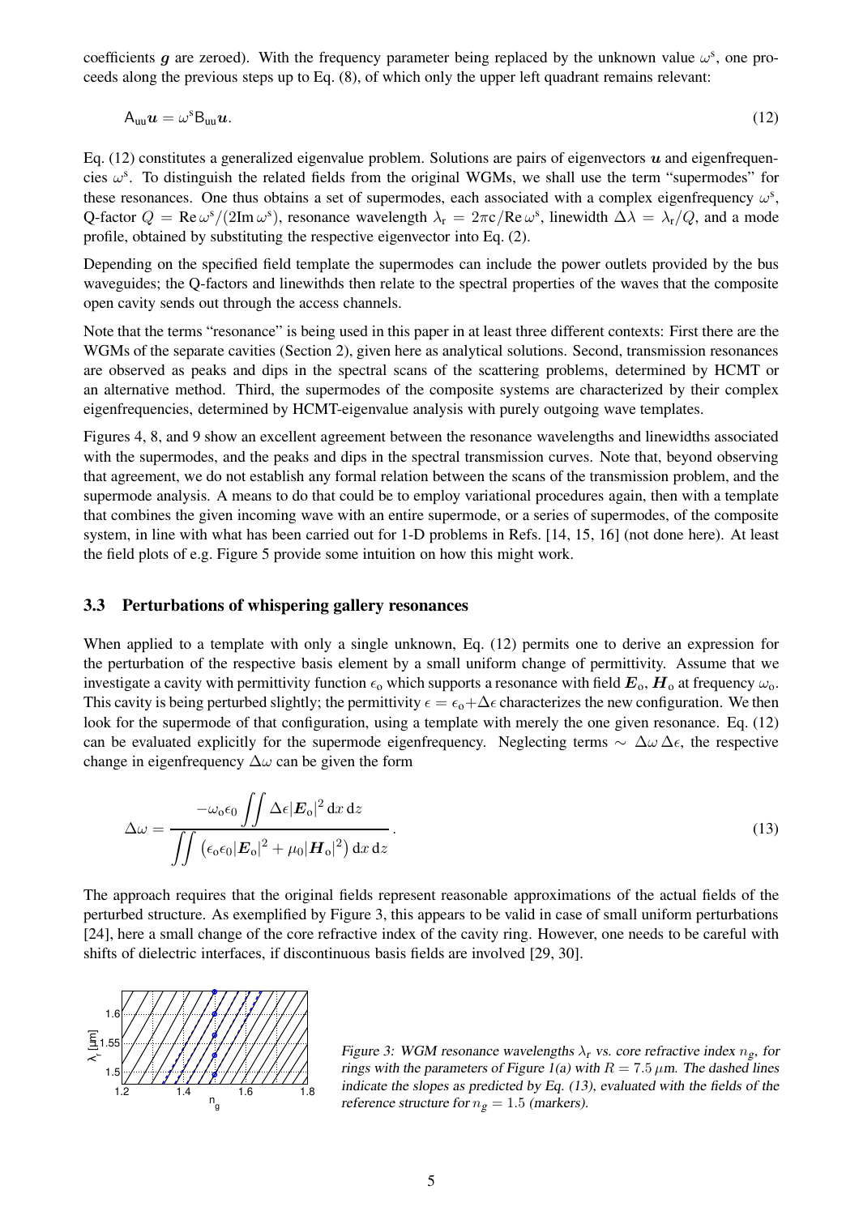coefficients $\boldsymbol{g}$ are zeroed). With the frequency parameter being replaced by the unknown value $\omega^{\rm s}$, one proceeds along the previous steps up to Eq. (8), of which only the upper left quadrant remains relevant:

$$\mathsf{A}_{\rm uu}\boldsymbol{u} = \omega^{\rm s}\mathsf{B}_{\rm uu}\boldsymbol{u}. \tag{12}$$

Eq. (12) constitutes a generalized eigenvalue problem. Solutions are pairs of eigenvectors $\boldsymbol{u}$ and eigenfrequencies $\omega^{\rm s}$. To distinguish the related fields from the original WGMs, we shall use the term "supermodes" for these resonances. One thus obtains a set of supermodes, each associated with a complex eigenfrequency $\omega^{\rm s}$, Q-factor $Q = \mathrm{Re}\,\omega^{\rm s}/(2\mathrm{Im}\,\omega^{\rm s})$, resonance wavelength $\lambda_{\rm r} = 2\pi c/\mathrm{Re}\,\omega^{\rm s}$, linewidth $\Delta\lambda = \lambda_{\rm r}/Q$, and a mode profile, obtained by substituting the respective eigenvector into Eq. (2).

Depending on the specified field template the supermodes can include the power outlets provided by the bus waveguides; the Q-factors and linewithds then relate to the spectral properties of the waves that the composite open cavity sends out through the access channels.

Note that the terms "resonance" is being used in this paper in at least three different contexts: First there are the WGMs of the separate cavities (Section 2), given here as analytical solutions. Second, transmission resonances are observed as peaks and dips in the spectral scans of the scattering problems, determined by HCMT or an alternative method. Third, the supermodes of the composite systems are characterized by their complex eigenfrequencies, determined by HCMT-eigenvalue analysis with purely outgoing wave templates.

Figures 4, 8, and 9 show an excellent agreement between the resonance wavelengths and linewidths associated with the supermodes, and the peaks and dips in the spectral transmission curves. Note that, beyond observing that agreement, we do not establish any formal relation between the scans of the transmission problem, and the supermode analysis. A means to do that could be to employ variational procedures again, then with a template that combines the given incoming wave with an entire supermode, or a series of supermodes, of the composite system, in line with what has been carried out for 1-D problems in Refs. [14, 15, 16] (not done here). At least the field plots of e.g. Figure 5 provide some intuition on how this might work.

### 3.3 Perturbations of whispering gallery resonances

When applied to a template with only a single unknown, Eq. (12) permits one to derive an expression for the perturbation of the respective basis element by a small uniform change of permittivity. Assume that we investigate a cavity with permittivity function $\epsilon_{\rm o}$ which supports a resonance with field $\boldsymbol{E}_{\rm o}, \boldsymbol{H}_{\rm o}$ at frequency $\omega_{\rm o}$. This cavity is being perturbed slightly; the permittivity $\epsilon = \epsilon_{\rm o} + \Delta\epsilon$ characterizes the new configuration. We then look for the supermode of that configuration, using a template with merely the one given resonance. Eq. (12) can be evaluated explicitly for the supermode eigenfrequency. Neglecting terms $\sim \Delta\omega\,\Delta\epsilon$, the respective change in eigenfrequency $\Delta\omega$ can be given the form

$$\Delta\omega = \frac{-\omega_{\rm o}\epsilon_0 \displaystyle\iint \Delta\epsilon |\boldsymbol{E}_{\rm o}|^2 \,\mathrm{d}x\,\mathrm{d}z}{\displaystyle\iint \left(\epsilon_{\rm o}\epsilon_0|\boldsymbol{E}_{\rm o}|^2 + \mu_0|\boldsymbol{H}_{\rm o}|^2\right)\mathrm{d}x\,\mathrm{d}z}. \tag{13}$$

The approach requires that the original fields represent reasonable approximations of the actual fields of the perturbed structure. As exemplified by Figure 3, this appears to be valid in case of small uniform perturbations [24], here a small change of the core refractive index of the cavity ring. However, one needs to be careful with shifts of dielectric interfaces, if discontinuous basis fields are involved [29, 30].

*Figure 3: WGM resonance wavelengths $\lambda_{\rm r}$ vs. core refractive index $n_g$, for rings with the parameters of Figure 1(a) with $R = 7.5\,\mu$m. The dashed lines indicate the slopes as predicted by Eq. (13), evaluated with the fields of the reference structure for $n_g = 1.5$ (markers).*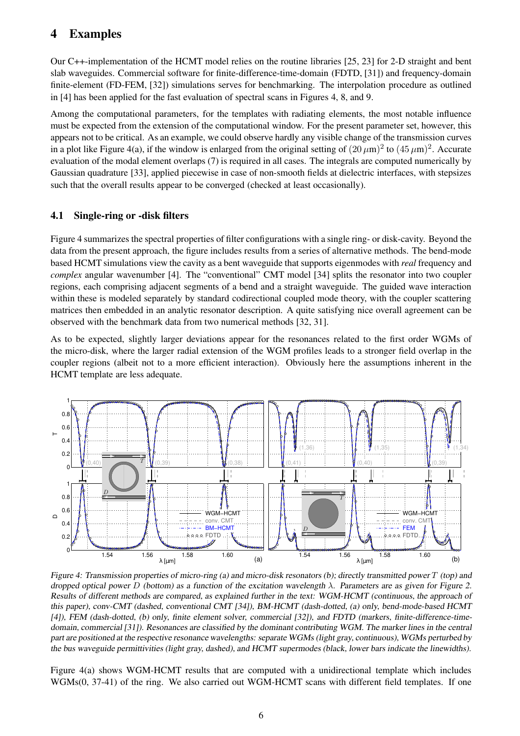# 4 Examples

Our C++-implementation of the HCMT model relies on the routine libraries [25, 23] for 2-D straight and bent slab waveguides. Commercial software for finite-difference-time-domain (FDTD, [31]) and frequency-domain finite-element (FD-FEM, [32]) simulations serves for benchmarking. The interpolation procedure as outlined in [4] has been applied for the fast evaluation of spectral scans in Figures 4, 8, and 9.

Among the computational parameters, for the templates with radiating elements, the most notable influence must be expected from the extension of the computational window. For the present parameter set, however, this appears not to be critical. As an example, we could observe hardly any visible change of the transmission curves in a plot like Figure 4(a), if the window is enlarged from the original setting of $(20\,\mu\mathrm{m})^2$ to $(45\,\mu\mathrm{m})^2$. Accurate evaluation of the modal element overlaps (7) is required in all cases. The integrals are computed numerically by Gaussian quadrature [33], applied piecewise in case of non-smooth fields at dielectric interfaces, with stepsizes such that the overall results appear to be converged (checked at least occasionally).

## 4.1 Single-ring or -disk filters

Figure 4 summarizes the spectral properties of filter configurations with a single ring- or disk-cavity. Beyond the data from the present approach, the figure includes results from a series of alternative methods. The bend-mode based HCMT simulations view the cavity as a bent waveguide that supports eigenmodes with *real* frequency and *complex* angular wavenumber [4]. The "conventional" CMT model [34] splits the resonator into two coupler regions, each comprising adjacent segments of a bend and a straight waveguide. The guided wave interaction within these is modeled separately by standard codirectional coupled mode theory, with the coupler scattering matrices then embedded in an analytic resonator description. A quite satisfying nice overall agreement can be observed with the benchmark data from two numerical methods [32, 31].

As to be expected, slightly larger deviations appear for the resonances related to the first order WGMs of the micro-disk, where the larger radial extension of the WGM profiles leads to a stronger field overlap in the coupler regions (albeit not to a more efficient interaction). Obviously here the assumptions inherent in the HCMT template are less adequate.

*Figure 4: Transmission properties of micro-ring (a) and micro-disk resonators (b); directly transmitted power $T$ (top) and dropped optical power $D$ (bottom) as a function of the excitation wavelength $\lambda$. Parameters are as given for Figure 2. Results of different methods are compared, as explained further in the text: WGM-HCMT (continuous, the approach of this paper), conv-CMT (dashed, conventional CMT [34]), BM-HCMT (dash-dotted, (a) only, bend-mode-based HCMT [4]), FEM (dash-dotted, (b) only, finite element solver, commercial [32]), and FDTD (markers, finite-difference-time-domain, commercial [31]). Resonances are classified by the dominant contributing WGM. The marker lines in the central part are positioned at the respective resonance wavelengths: separate WGMs (light gray, continuous), WGMs perturbed by the bus waveguide permittivities (light gray, dashed), and HCMT supermodes (black, lower bars indicate the linewidths).*

Figure 4(a) shows WGM-HCMT results that are computed with a unidirectional template which includes WGMs(0, 37-41) of the ring. We also carried out WGM-HCMT scans with different field templates. If one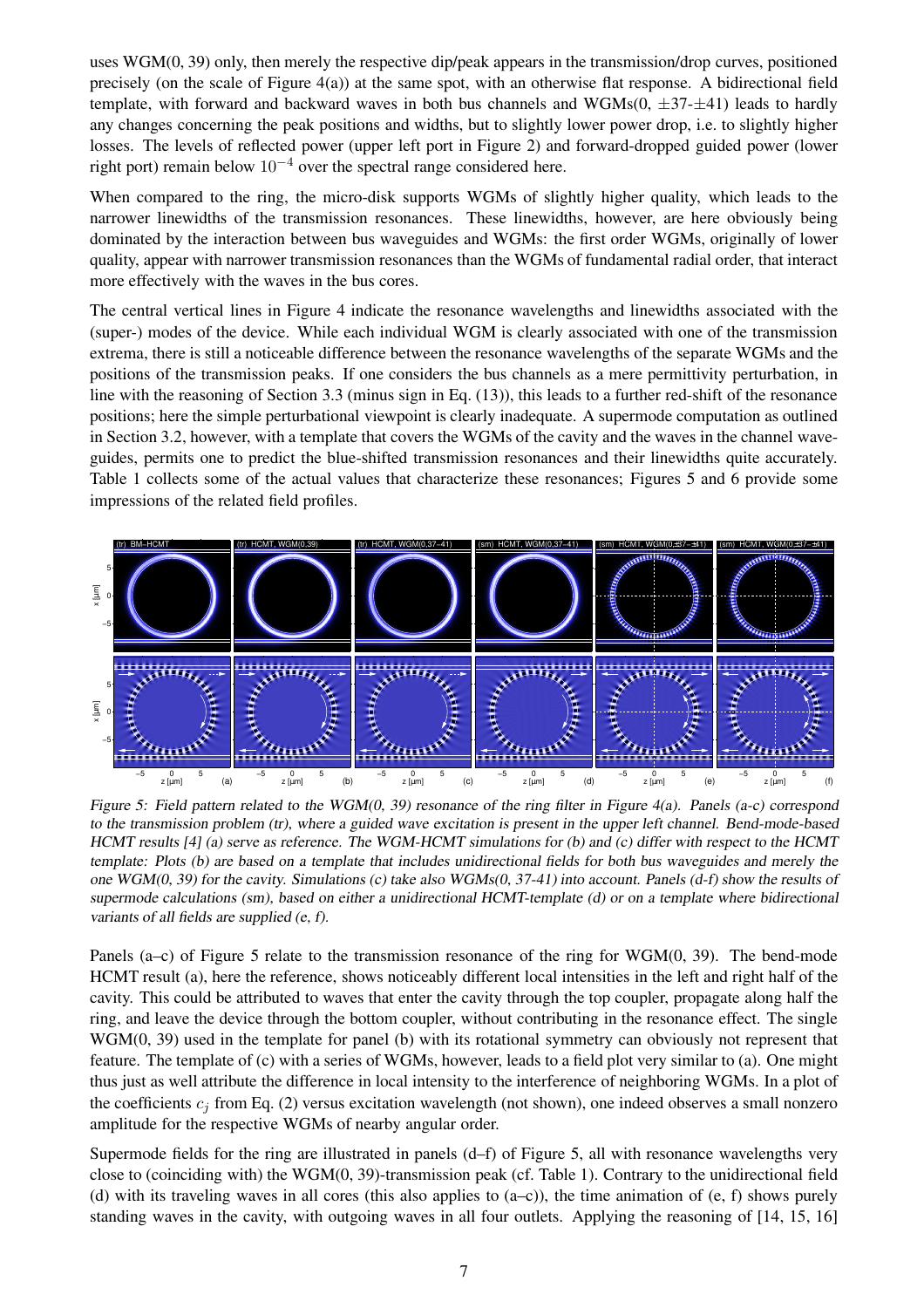uses WGM(0, 39) only, then merely the respective dip/peak appears in the transmission/drop curves, positioned precisely (on the scale of Figure 4(a)) at the same spot, with an otherwise flat response. A bidirectional field template, with forward and backward waves in both bus channels and WGMs(0, $\pm$37-$\pm$41) leads to hardly any changes concerning the peak positions and widths, but to slightly lower power drop, i.e. to slightly higher losses. The levels of reflected power (upper left port in Figure 2) and forward-dropped guided power (lower right port) remain below $10^{-4}$ over the spectral range considered here.

When compared to the ring, the micro-disk supports WGMs of slightly higher quality, which leads to the narrower linewidths of the transmission resonances. These linewidths, however, are here obviously being dominated by the interaction between bus waveguides and WGMs: the first order WGMs, originally of lower quality, appear with narrower transmission resonances than the WGMs of fundamental radial order, that interact more effectively with the waves in the bus cores.

The central vertical lines in Figure 4 indicate the resonance wavelengths and linewidths associated with the (super-) modes of the device. While each individual WGM is clearly associated with one of the transmission extrema, there is still a noticeable difference between the resonance wavelengths of the separate WGMs and the positions of the transmission peaks. If one considers the bus channels as a mere permittivity perturbation, in line with the reasoning of Section 3.3 (minus sign in Eq. (13)), this leads to a further red-shift of the resonance positions; here the simple perturbational viewpoint is clearly inadequate. A supermode computation as outlined in Section 3.2, however, with a template that covers the WGMs of the cavity and the waves in the channel waveguides, permits one to predict the blue-shifted transmission resonances and their linewidths quite accurately. Table 1 collects some of the actual values that characterize these resonances; Figures 5 and 6 provide some impressions of the related field profiles.

*Figure 5: Field pattern related to the WGM(0, 39) resonance of the ring filter in Figure 4(a). Panels (a-c) correspond to the transmission problem (tr), where a guided wave excitation is present in the upper left channel. Bend-mode-based HCMT results [4] (a) serve as reference. The WGM-HCMT simulations for (b) and (c) differ with respect to the HCMT template: Plots (b) are based on a template that includes unidirectional fields for both bus waveguides and merely the one WGM(0, 39) for the cavity. Simulations (c) take also WGMs(0, 37-41) into account. Panels (d-f) show the results of supermode calculations (sm), based on either a unidirectional HCMT-template (d) or on a template where bidirectional variants of all fields are supplied (e, f).*

Panels (a–c) of Figure 5 relate to the transmission resonance of the ring for WGM(0, 39). The bend-mode HCMT result (a), here the reference, shows noticeably different local intensities in the left and right half of the cavity. This could be attributed to waves that enter the cavity through the top coupler, propagate along half the ring, and leave the device through the bottom coupler, without contributing in the resonance effect. The single WGM(0, 39) used in the template for panel (b) with its rotational symmetry can obviously not represent that feature. The template of (c) with a series of WGMs, however, leads to a field plot very similar to (a). One might thus just as well attribute the difference in local intensity to the interference of neighboring WGMs. In a plot of the coefficients $c_j$ from Eq. (2) versus excitation wavelength (not shown), one indeed observes a small nonzero amplitude for the respective WGMs of nearby angular order.

Supermode fields for the ring are illustrated in panels (d–f) of Figure 5, all with resonance wavelengths very close to (coinciding with) the WGM(0, 39)-transmission peak (cf. Table 1). Contrary to the unidirectional field (d) with its traveling waves in all cores (this also applies to (a–c)), the time animation of (e, f) shows purely standing waves in the cavity, with outgoing waves in all four outlets. Applying the reasoning of [14, 15, 16]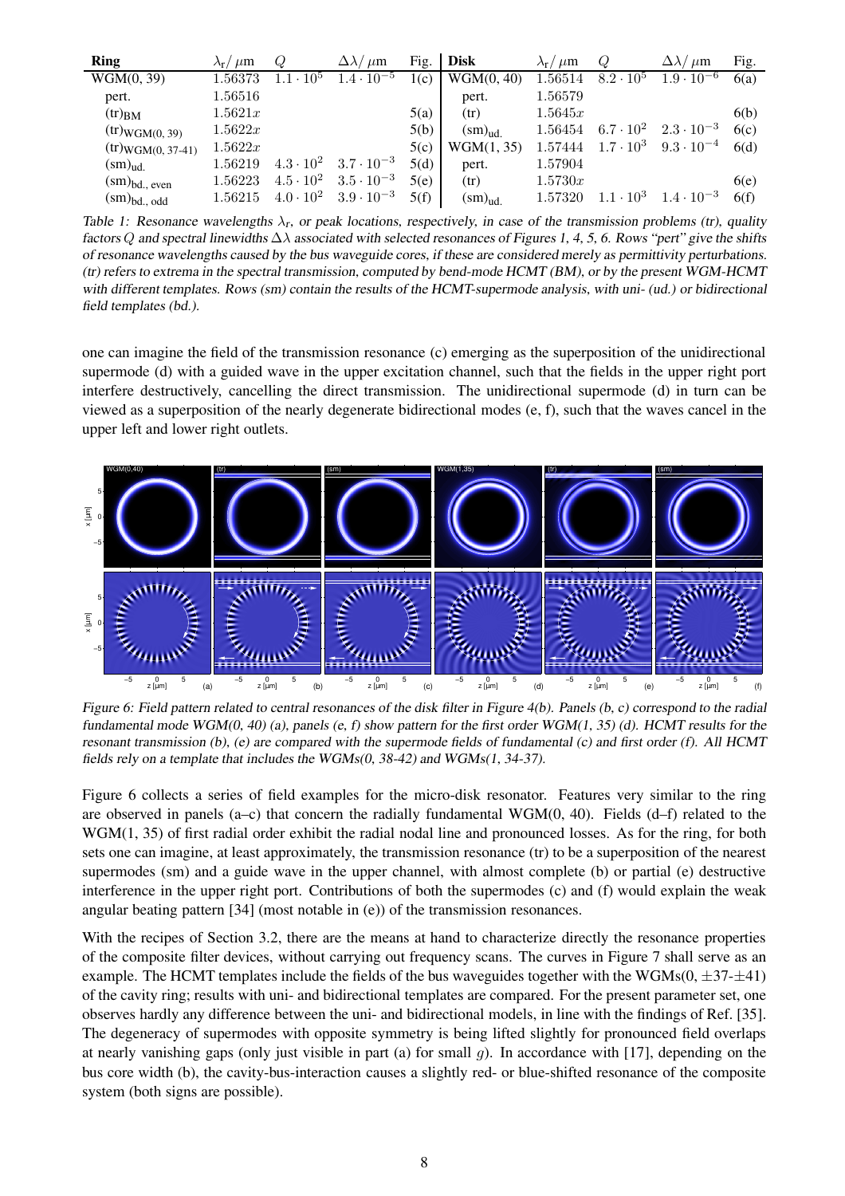| Ring | $\lambda_r/\,\mu$m | $Q$ | $\Delta\lambda/\,\mu$m | Fig. | Disk | $\lambda_r/\,\mu$m | $Q$ | $\Delta\lambda/\,\mu$m | Fig. |
|---|---|---|---|---|---|---|---|---|---|
| WGM(0, 39) | 1.56373 | $1.1\cdot10^5$ | $1.4\cdot10^{-5}$ | 1(c) | WGM(0, 40) | 1.56514 | $8.2\cdot10^5$ | $1.9\cdot10^{-6}$ | 6(a) |
| pert. | 1.56516 | | | | pert. | 1.56579 | | | |
| (tr)$_{\rm BM}$ | $1.5621x$ | | | 5(a) | (tr) | $1.5645x$ | | | 6(b) |
| (tr)$_{\rm WGM(0,\,39)}$ | $1.5622x$ | | | 5(b) | (sm)$_{\rm ud.}$ | 1.56454 | $6.7\cdot10^2$ | $2.3\cdot10^{-3}$ | 6(c) |
| (tr)$_{\rm WGM(0,\,37\text{-}41)}$ | $1.5622x$ | | | 5(c) | WGM(1, 35) | 1.57444 | $1.7\cdot10^3$ | $9.3\cdot10^{-4}$ | 6(d) |
| (sm)$_{\rm ud.}$ | 1.56219 | $4.3\cdot10^2$ | $3.7\cdot10^{-3}$ | 5(d) | pert. | 1.57904 | | | |
| (sm)$_{\rm bd.,\,even}$ | 1.56223 | $4.5\cdot10^2$ | $3.5\cdot10^{-3}$ | 5(e) | (tr) | $1.5730x$ | | | 6(e) |
| (sm)$_{\rm bd.,\,odd}$ | 1.56215 | $4.0\cdot10^2$ | $3.9\cdot10^{-3}$ | 5(f) | (sm)$_{\rm ud.}$ | 1.57320 | $1.1\cdot10^3$ | $1.4\cdot10^{-3}$ | 6(f) |

*Table 1: Resonance wavelengths $\lambda_r$, or peak locations, respectively, in case of the transmission problems (tr), quality factors $Q$ and spectral linewidths $\Delta\lambda$ associated with selected resonances of Figures 1, 4, 5, 6. Rows "pert" give the shifts of resonance wavelengths caused by the bus waveguide cores, if these are considered merely as permittivity perturbations. (tr) refers to extrema in the spectral transmission, computed by bend-mode HCMT (BM), or by the present WGM-HCMT with different templates. Rows (sm) contain the results of the HCMT-supermode analysis, with uni- (ud.) or bidirectional field templates (bd.).*

one can imagine the field of the transmission resonance (c) emerging as the superposition of the unidirectional supermode (d) with a guided wave in the upper excitation channel, such that the fields in the upper right port interfere destructively, cancelling the direct transmission. The unidirectional supermode (d) in turn can be viewed as a superposition of the nearly degenerate bidirectional modes (e, f), such that the waves cancel in the upper left and lower right outlets.

*Figure 6: Field pattern related to central resonances of the disk filter in Figure 4(b). Panels (b, c) correspond to the radial fundamental mode WGM(0, 40) (a), panels (e, f) show pattern for the first order WGM(1, 35) (d). HCMT results for the resonant transmission (b), (e) are compared with the supermode fields of fundamental (c) and first order (f). All HCMT fields rely on a template that includes the WGMs(0, 38-42) and WGMs(1, 34-37).*

Figure 6 collects a series of field examples for the micro-disk resonator. Features very similar to the ring are observed in panels (a–c) that concern the radially fundamental WGM(0, 40). Fields (d–f) related to the WGM(1, 35) of first radial order exhibit the radial nodal line and pronounced losses. As for the ring, for both sets one can imagine, at least approximately, the transmission resonance (tr) to be a superposition of the nearest supermodes (sm) and a guide wave in the upper channel, with almost complete (b) or partial (e) destructive interference in the upper right port. Contributions of both the supermodes (c) and (f) would explain the weak angular beating pattern [34] (most notable in (e)) of the transmission resonances.

With the recipes of Section 3.2, there are the means at hand to characterize directly the resonance properties of the composite filter devices, without carrying out frequency scans. The curves in Figure 7 shall serve as an example. The HCMT templates include the fields of the bus waveguides together with the WGMs(0, $\pm37$-$\pm41$) of the cavity ring; results with uni- and bidirectional templates are compared. For the present parameter set, one observes hardly any difference between the uni- and bidirectional models, in line with the findings of Ref. [35]. The degeneracy of supermodes with opposite symmetry is being lifted slightly for pronounced field overlaps at nearly vanishing gaps (only just visible in part (a) for small $g$). In accordance with [17], depending on the bus core width (b), the cavity-bus-interaction causes a slightly red- or blue-shifted resonance of the composite system (both signs are possible).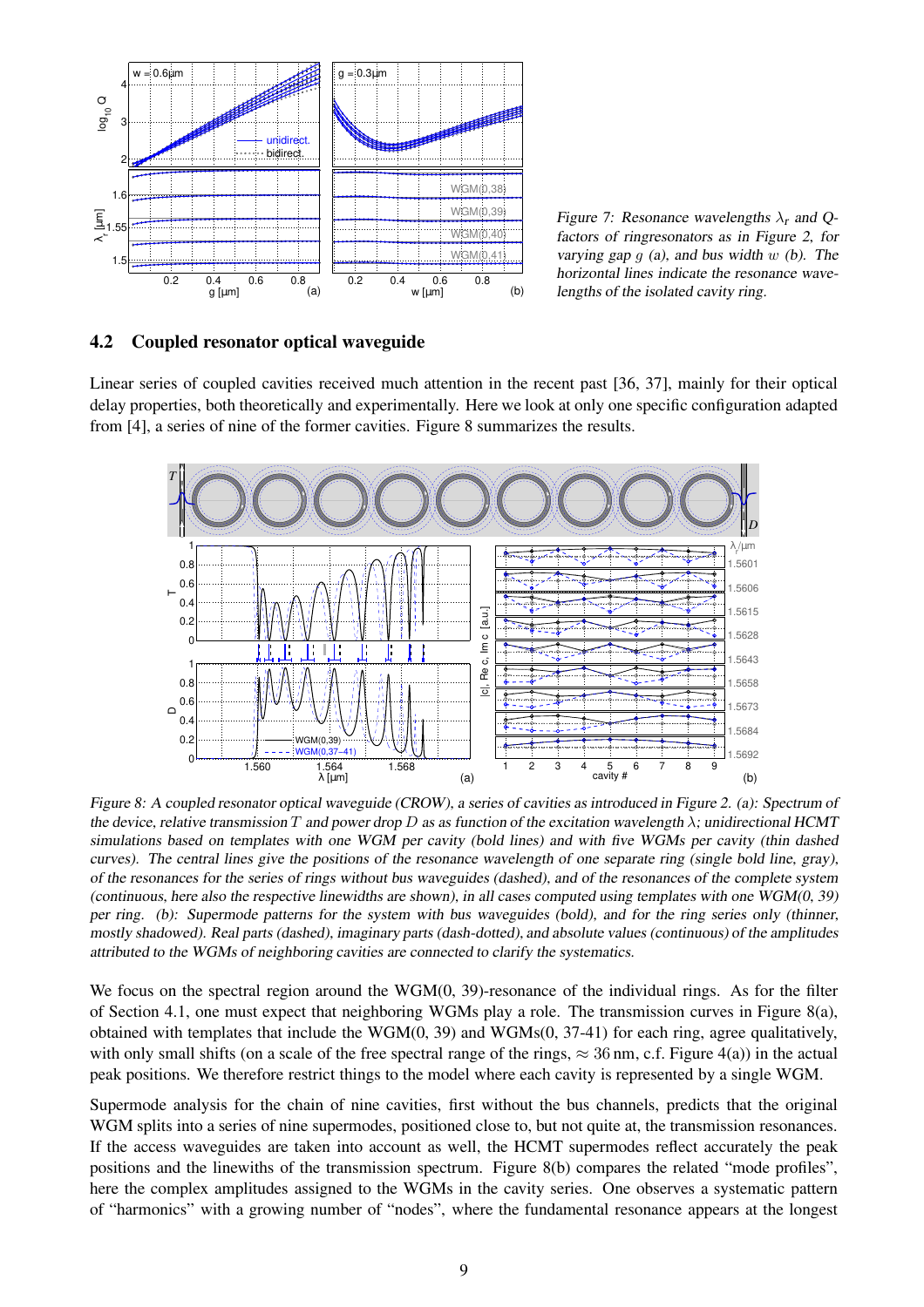*Figure 7: Resonance wavelengths $\lambda_r$ and Q-factors of ringresonators as in Figure 2, for varying gap $g$ (a), and bus width $w$ (b). The horizontal lines indicate the resonance wavelengths of the isolated cavity ring.*

### 4.2 Coupled resonator optical waveguide

Linear series of coupled cavities received much attention in the recent past [36, 37], mainly for their optical delay properties, both theoretically and experimentally. Here we look at only one specific configuration adapted from [4], a series of nine of the former cavities. Figure 8 summarizes the results.

*Figure 8: A coupled resonator optical waveguide (CROW), a series of cavities as introduced in Figure 2. (a): Spectrum of the device, relative transmission $T$ and power drop $D$ as as function of the excitation wavelength $\lambda$; unidirectional HCMT simulations based on templates with one WGM per cavity (bold lines) and with five WGMs per cavity (thin dashed curves). The central lines give the positions of the resonance wavelength of one separate ring (single bold line, gray), of the resonances for the series of rings without bus waveguides (dashed), and of the resonances of the complete system (continuous, here also the respective linewidths are shown), in all cases computed using templates with one WGM(0, 39) per ring. (b): Supermode patterns for the system with bus waveguides (bold), and for the ring series only (thinner, mostly shadowed). Real parts (dashed), imaginary parts (dash-dotted), and absolute values (continuous) of the amplitudes attributed to the WGMs of neighboring cavities are connected to clarify the systematics.*

We focus on the spectral region around the WGM(0, 39)-resonance of the individual rings. As for the filter of Section 4.1, one must expect that neighboring WGMs play a role. The transmission curves in Figure 8(a), obtained with templates that include the WGM(0, 39) and WGMs(0, 37-41) for each ring, agree qualitatively, with only small shifts (on a scale of the free spectral range of the rings, $\approx 36$ nm, c.f. Figure 4(a)) in the actual peak positions. We therefore restrict things to the model where each cavity is represented by a single WGM.

Supermode analysis for the chain of nine cavities, first without the bus channels, predicts that the original WGM splits into a series of nine supermodes, positioned close to, but not quite at, the transmission resonances. If the access waveguides are taken into account as well, the HCMT supermodes reflect accurately the peak positions and the linewiths of the transmission spectrum. Figure 8(b) compares the related "mode profiles", here the complex amplitudes assigned to the WGMs in the cavity series. One observes a systematic pattern of "harmonics" with a growing number of "nodes", where the fundamental resonance appears at the longest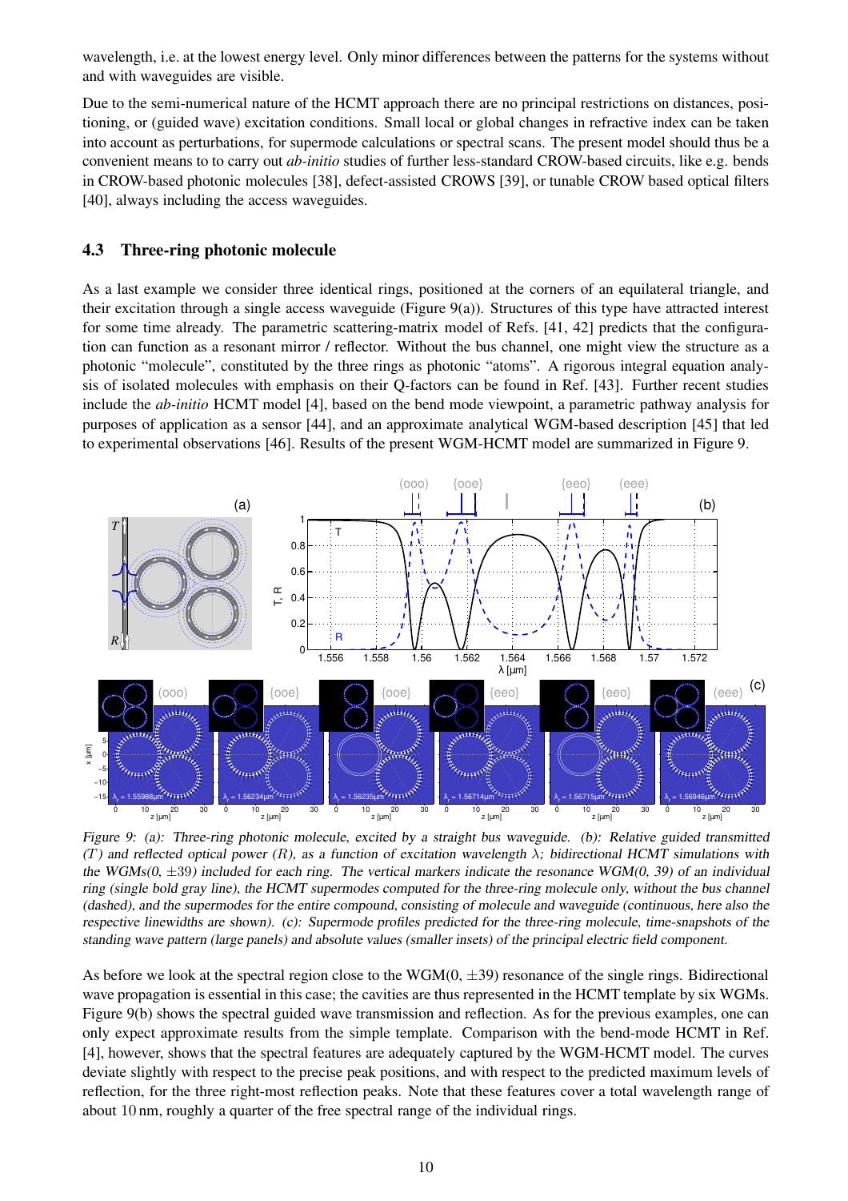wavelength, i.e. at the lowest energy level. Only minor differences between the patterns for the systems without and with waveguides are visible.

Due to the semi-numerical nature of the HCMT approach there are no principal restrictions on distances, positioning, or (guided wave) excitation conditions. Small local or global changes in refractive index can be taken into account as perturbations, for supermode calculations or spectral scans. The present model should thus be a convenient means to to carry out *ab-initio* studies of further less-standard CROW-based circuits, like e.g. bends in CROW-based photonic molecules [38], defect-assisted CROWS [39], or tunable CROW based optical filters [40], always including the access waveguides.

### 4.3 Three-ring photonic molecule

As a last example we consider three identical rings, positioned at the corners of an equilateral triangle, and their excitation through a single access waveguide (Figure 9(a)). Structures of this type have attracted interest for some time already. The parametric scattering-matrix model of Refs. [41, 42] predicts that the configuration can function as a resonant mirror / reflector. Without the bus channel, one might view the structure as a photonic "molecule", constituted by the three rings as photonic "atoms". A rigorous integral equation analysis of isolated molecules with emphasis on their Q-factors can be found in Ref. [43]. Further recent studies include the *ab-initio* HCMT model [4], based on the bend mode viewpoint, a parametric pathway analysis for purposes of application as a sensor [44], and an approximate analytical WGM-based description [45] that led to experimental observations [46]. Results of the present WGM-HCMT model are summarized in Figure 9.

*Figure 9: (a): Three-ring photonic molecule, excited by a straight bus waveguide. (b): Relative guided transmitted ($T$) and reflected optical power ($R$), as a function of excitation wavelength $\lambda$; bidirectional HCMT simulations with the WGMs(0, $\pm$39) included for each ring. The vertical markers indicate the resonance WGM(0, 39) of an individual ring (single bold gray line), the HCMT supermodes computed for the three-ring molecule only, without the bus channel (dashed), and the supermodes for the entire compound, consisting of molecule and waveguide (continuous, here also the respective linewidths are shown). (c): Supermode profiles predicted for the three-ring molecule, time-snapshots of the standing wave pattern (large panels) and absolute values (smaller insets) of the principal electric field component.*

As before we look at the spectral region close to the WGM(0, $\pm$39) resonance of the single rings. Bidirectional wave propagation is essential in this case; the cavities are thus represented in the HCMT template by six WGMs. Figure 9(b) shows the spectral guided wave transmission and reflection. As for the previous examples, one can only expect approximate results from the simple template. Comparison with the bend-mode HCMT in Ref. [4], however, shows that the spectral features are adequately captured by the WGM-HCMT model. The curves deviate slightly with respect to the precise peak positions, and with respect to the predicted maximum levels of reflection, for the three right-most reflection peaks. Note that these features cover a total wavelength range of about 10 nm, roughly a quarter of the free spectral range of the individual rings.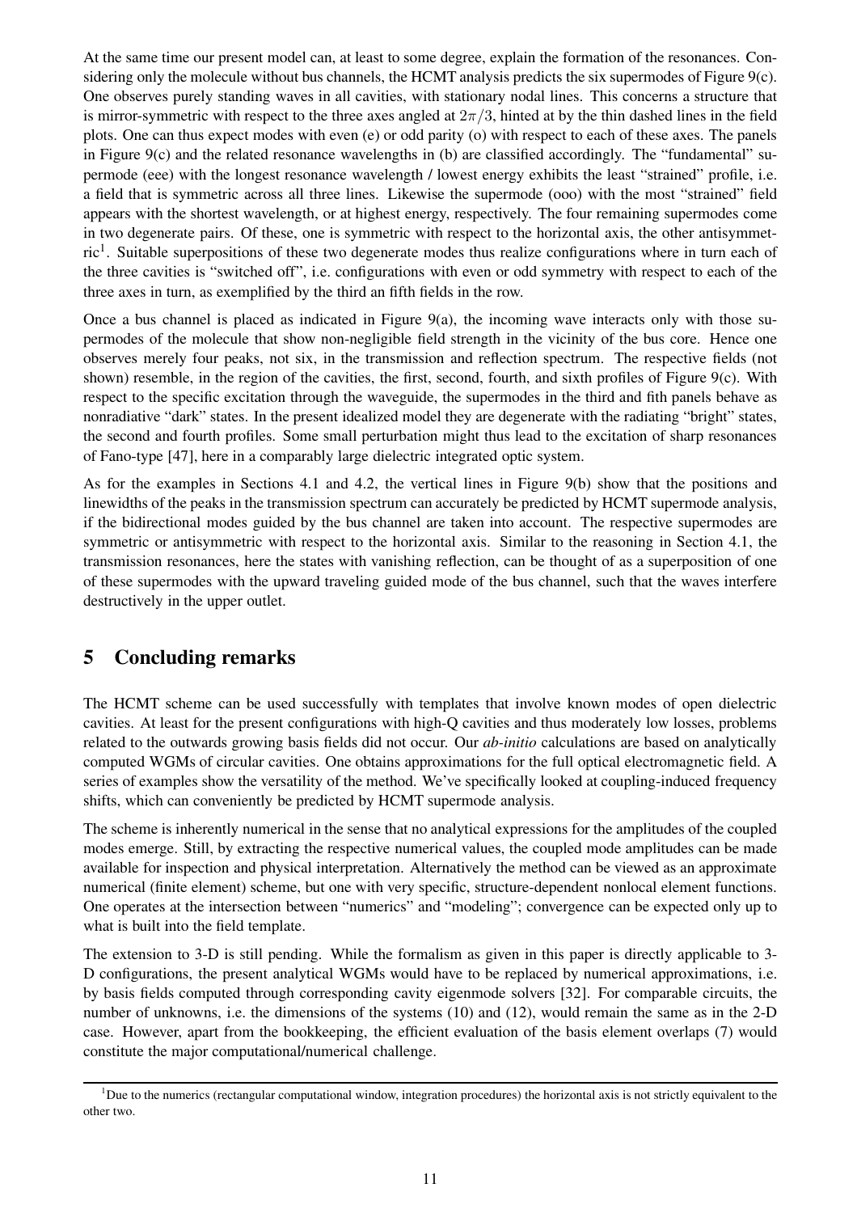At the same time our present model can, at least to some degree, explain the formation of the resonances. Considering only the molecule without bus channels, the HCMT analysis predicts the six supermodes of Figure 9(c). One observes purely standing waves in all cavities, with stationary nodal lines. This concerns a structure that is mirror-symmetric with respect to the three axes angled at $2\pi/3$, hinted at by the thin dashed lines in the field plots. One can thus expect modes with even (e) or odd parity (o) with respect to each of these axes. The panels in Figure 9(c) and the related resonance wavelengths in (b) are classified accordingly. The "fundamental" supermode (eee) with the longest resonance wavelength / lowest energy exhibits the least "strained" profile, i.e. a field that is symmetric across all three lines. Likewise the supermode (ooo) with the most "strained" field appears with the shortest wavelength, or at highest energy, respectively. The four remaining supermodes come in two degenerate pairs. Of these, one is symmetric with respect to the horizontal axis, the other antisymmetric[1]. Suitable superpositions of these two degenerate modes thus realize configurations where in turn each of the three cavities is "switched off", i.e. configurations with even or odd symmetry with respect to each of the three axes in turn, as exemplified by the third an fifth fields in the row.

Once a bus channel is placed as indicated in Figure 9(a), the incoming wave interacts only with those supermodes of the molecule that show non-negligible field strength in the vicinity of the bus core. Hence one observes merely four peaks, not six, in the transmission and reflection spectrum. The respective fields (not shown) resemble, in the region of the cavities, the first, second, fourth, and sixth profiles of Figure 9(c). With respect to the specific excitation through the waveguide, the supermodes in the third and fith panels behave as nonradiative "dark" states. In the present idealized model they are degenerate with the radiating "bright" states, the second and fourth profiles. Some small perturbation might thus lead to the excitation of sharp resonances of Fano-type [47], here in a comparably large dielectric integrated optic system.

As for the examples in Sections 4.1 and 4.2, the vertical lines in Figure 9(b) show that the positions and linewidths of the peaks in the transmission spectrum can accurately be predicted by HCMT supermode analysis, if the bidirectional modes guided by the bus channel are taken into account. The respective supermodes are symmetric or antisymmetric with respect to the horizontal axis. Similar to the reasoning in Section 4.1, the transmission resonances, here the states with vanishing reflection, can be thought of as a superposition of one of these supermodes with the upward traveling guided mode of the bus channel, such that the waves interfere destructively in the upper outlet.

# 5 Concluding remarks

The HCMT scheme can be used successfully with templates that involve known modes of open dielectric cavities. At least for the present configurations with high-Q cavities and thus moderately low losses, problems related to the outwards growing basis fields did not occur. Our *ab-initio* calculations are based on analytically computed WGMs of circular cavities. One obtains approximations for the full optical electromagnetic field. A series of examples show the versatility of the method. We've specifically looked at coupling-induced frequency shifts, which can conveniently be predicted by HCMT supermode analysis.

The scheme is inherently numerical in the sense that no analytical expressions for the amplitudes of the coupled modes emerge. Still, by extracting the respective numerical values, the coupled mode amplitudes can be made available for inspection and physical interpretation. Alternatively the method can be viewed as an approximate numerical (finite element) scheme, but one with very specific, structure-dependent nonlocal element functions. One operates at the intersection between "numerics" and "modeling"; convergence can be expected only up to what is built into the field template.

The extension to 3-D is still pending. While the formalism as given in this paper is directly applicable to 3-D configurations, the present analytical WGMs would have to be replaced by numerical approximations, i.e. by basis fields computed through corresponding cavity eigenmode solvers [32]. For comparable circuits, the number of unknowns, i.e. the dimensions of the systems (10) and (12), would remain the same as in the 2-D case. However, apart from the bookkeeping, the efficient evaluation of the basis element overlaps (7) would constitute the major computational/numerical challenge.

[1] Due to the numerics (rectangular computational window, integration procedures) the horizontal axis is not strictly equivalent to the other two.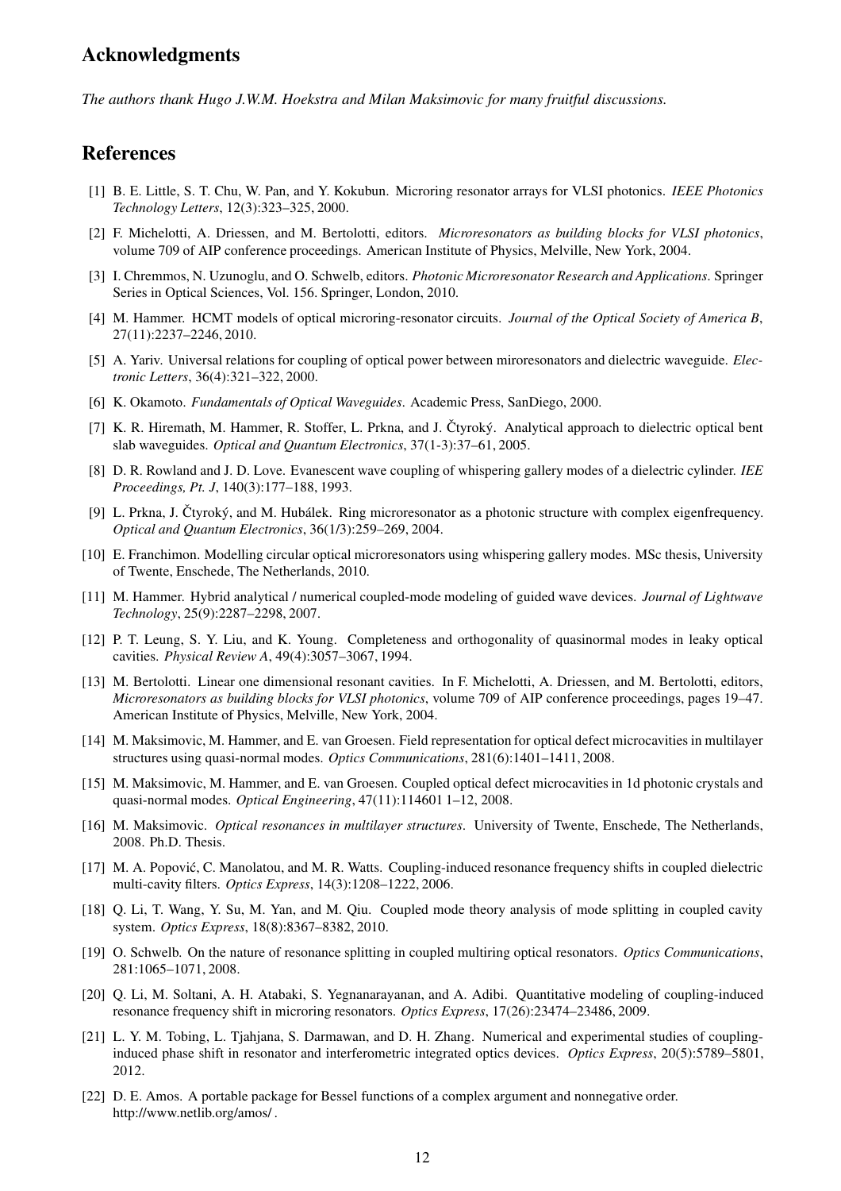## Acknowledgments

*The authors thank Hugo J.W.M. Hoekstra and Milan Maksimovic for many fruitful discussions.*

## References

[1] B. E. Little, S. T. Chu, W. Pan, and Y. Kokubun. Microring resonator arrays for VLSI photonics. *IEEE Photonics Technology Letters*, 12(3):323–325, 2000.

[2] F. Michelotti, A. Driessen, and M. Bertolotti, editors. *Microresonators as building blocks for VLSI photonics*, volume 709 of AIP conference proceedings. American Institute of Physics, Melville, New York, 2004.

[3] I. Chremmos, N. Uzunoglu, and O. Schwelb, editors. *Photonic Microresonator Research and Applications*. Springer Series in Optical Sciences, Vol. 156. Springer, London, 2010.

[4] M. Hammer. HCMT models of optical microring-resonator circuits. *Journal of the Optical Society of America B*, 27(11):2237–2246, 2010.

[5] A. Yariv. Universal relations for coupling of optical power between miroresonators and dielectric waveguide. *Electronic Letters*, 36(4):321–322, 2000.

[6] K. Okamoto. *Fundamentals of Optical Waveguides*. Academic Press, SanDiego, 2000.

[7] K. R. Hiremath, M. Hammer, R. Stoffer, L. Prkna, and J. Čtyroký. Analytical approach to dielectric optical bent slab waveguides. *Optical and Quantum Electronics*, 37(1-3):37–61, 2005.

[8] D. R. Rowland and J. D. Love. Evanescent wave coupling of whispering gallery modes of a dielectric cylinder. *IEE Proceedings, Pt. J*, 140(3):177–188, 1993.

[9] L. Prkna, J. Čtyroký, and M. Hubálek. Ring microresonator as a photonic structure with complex eigenfrequency. *Optical and Quantum Electronics*, 36(1/3):259–269, 2004.

[10] E. Franchimon. Modelling circular optical microresonators using whispering gallery modes. MSc thesis, University of Twente, Enschede, The Netherlands, 2010.

[11] M. Hammer. Hybrid analytical / numerical coupled-mode modeling of guided wave devices. *Journal of Lightwave Technology*, 25(9):2287–2298, 2007.

[12] P. T. Leung, S. Y. Liu, and K. Young. Completeness and orthogonality of quasinormal modes in leaky optical cavities. *Physical Review A*, 49(4):3057–3067, 1994.

[13] M. Bertolotti. Linear one dimensional resonant cavities. In F. Michelotti, A. Driessen, and M. Bertolotti, editors, *Microresonators as building blocks for VLSI photonics*, volume 709 of AIP conference proceedings, pages 19–47. American Institute of Physics, Melville, New York, 2004.

[14] M. Maksimovic, M. Hammer, and E. van Groesen. Field representation for optical defect microcavities in multilayer structures using quasi-normal modes. *Optics Communications*, 281(6):1401–1411, 2008.

[15] M. Maksimovic, M. Hammer, and E. van Groesen. Coupled optical defect microcavities in 1d photonic crystals and quasi-normal modes. *Optical Engineering*, 47(11):114601 1–12, 2008.

[16] M. Maksimovic. *Optical resonances in multilayer structures*. University of Twente, Enschede, The Netherlands, 2008. Ph.D. Thesis.

[17] M. A. Popović, C. Manolatou, and M. R. Watts. Coupling-induced resonance frequency shifts in coupled dielectric multi-cavity filters. *Optics Express*, 14(3):1208–1222, 2006.

[18] Q. Li, T. Wang, Y. Su, M. Yan, and M. Qiu. Coupled mode theory analysis of mode splitting in coupled cavity system. *Optics Express*, 18(8):8367–8382, 2010.

[19] O. Schwelb. On the nature of resonance splitting in coupled multiring optical resonators. *Optics Communications*, 281:1065–1071, 2008.

[20] Q. Li, M. Soltani, A. H. Atabaki, S. Yegnanarayanan, and A. Adibi. Quantitative modeling of coupling-induced resonance frequency shift in microring resonators. *Optics Express*, 17(26):23474–23486, 2009.

[21] L. Y. M. Tobing, L. Tjahjana, S. Darmawan, and D. H. Zhang. Numerical and experimental studies of coupling-induced phase shift in resonator and interferometric integrated optics devices. *Optics Express*, 20(5):5789–5801, 2012.

[22] D. E. Amos. A portable package for Bessel functions of a complex argument and nonnegative order. http://www.netlib.org/amos/ .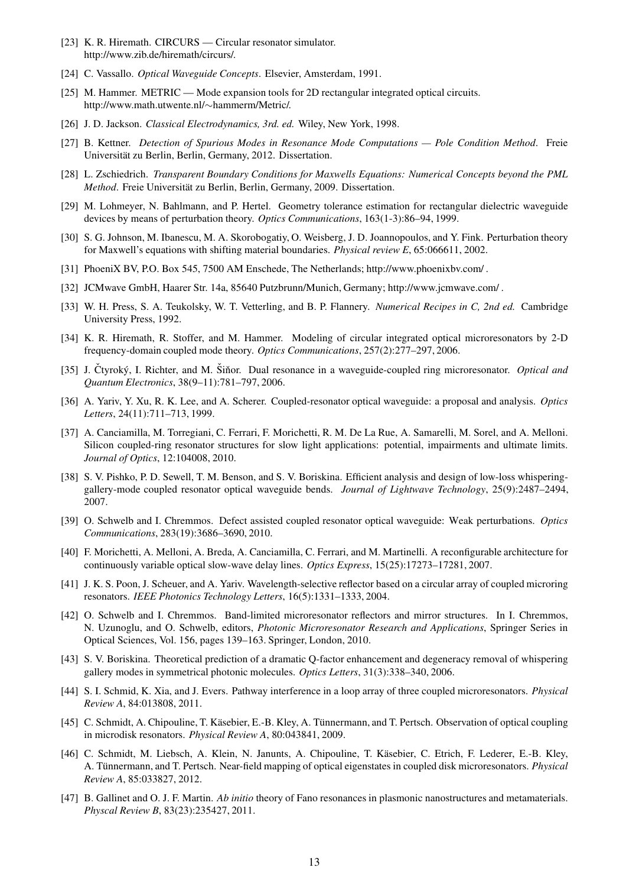[23] K. R. Hiremath. CIRCURS — Circular resonator simulator. http://www.zib.de/hiremath/circurs/.

[24] C. Vassallo. *Optical Waveguide Concepts*. Elsevier, Amsterdam, 1991.

[25] M. Hammer. METRIC — Mode expansion tools for 2D rectangular integrated optical circuits. http://www.math.utwente.nl/∼hammerm/Metric/.

[26] J. D. Jackson. *Classical Electrodynamics, 3rd. ed.* Wiley, New York, 1998.

[27] B. Kettner. *Detection of Spurious Modes in Resonance Mode Computations — Pole Condition Method*. Freie Universität zu Berlin, Berlin, Germany, 2012. Dissertation.

[28] L. Zschiedrich. *Transparent Boundary Conditions for Maxwells Equations: Numerical Concepts beyond the PML Method*. Freie Universität zu Berlin, Berlin, Germany, 2009. Dissertation.

[29] M. Lohmeyer, N. Bahlmann, and P. Hertel. Geometry tolerance estimation for rectangular dielectric waveguide devices by means of perturbation theory. *Optics Communications*, 163(1-3):86–94, 1999.

[30] S. G. Johnson, M. Ibanescu, M. A. Skorobogatiy, O. Weisberg, J. D. Joannopoulos, and Y. Fink. Perturbation theory for Maxwell's equations with shifting material boundaries. *Physical review E*, 65:066611, 2002.

[31] PhoeniX BV, P.O. Box 545, 7500 AM Enschede, The Netherlands; http://www.phoenixbv.com/ .

[32] JCMwave GmbH, Haarer Str. 14a, 85640 Putzbrunn/Munich, Germany; http://www.jcmwave.com/ .

[33] W. H. Press, S. A. Teukolsky, W. T. Vetterling, and B. P. Flannery. *Numerical Recipes in C, 2nd ed.* Cambridge University Press, 1992.

[34] K. R. Hiremath, R. Stoffer, and M. Hammer. Modeling of circular integrated optical microresonators by 2-D frequency-domain coupled mode theory. *Optics Communications*, 257(2):277–297, 2006.

[35] J. Čtyroký, I. Richter, and M. Šiňor. Dual resonance in a waveguide-coupled ring microresonator. *Optical and Quantum Electronics*, 38(9–11):781–797, 2006.

[36] A. Yariv, Y. Xu, R. K. Lee, and A. Scherer. Coupled-resonator optical waveguide: a proposal and analysis. *Optics Letters*, 24(11):711–713, 1999.

[37] A. Canciamilla, M. Torregiani, C. Ferrari, F. Morichetti, R. M. De La Rue, A. Samarelli, M. Sorel, and A. Melloni. Silicon coupled-ring resonator structures for slow light applications: potential, impairments and ultimate limits. *Journal of Optics*, 12:104008, 2010.

[38] S. V. Pishko, P. D. Sewell, T. M. Benson, and S. V. Boriskina. Efficient analysis and design of low-loss whispering-gallery-mode coupled resonator optical waveguide bends. *Journal of Lightwave Technology*, 25(9):2487–2494, 2007.

[39] O. Schwelb and I. Chremmos. Defect assisted coupled resonator optical waveguide: Weak perturbations. *Optics Communications*, 283(19):3686–3690, 2010.

[40] F. Morichetti, A. Melloni, A. Breda, A. Canciamilla, C. Ferrari, and M. Martinelli. A reconfigurable architecture for continuously variable optical slow-wave delay lines. *Optics Express*, 15(25):17273–17281, 2007.

[41] J. K. S. Poon, J. Scheuer, and A. Yariv. Wavelength-selective reflector based on a circular array of coupled microring resonators. *IEEE Photonics Technology Letters*, 16(5):1331–1333, 2004.

[42] O. Schwelb and I. Chremmos. Band-limited microresonator reflectors and mirror structures. In I. Chremmos, N. Uzunoglu, and O. Schwelb, editors, *Photonic Microresonator Research and Applications*, Springer Series in Optical Sciences, Vol. 156, pages 139–163. Springer, London, 2010.

[43] S. V. Boriskina. Theoretical prediction of a dramatic Q-factor enhancement and degeneracy removal of whispering gallery modes in symmetrical photonic molecules. *Optics Letters*, 31(3):338–340, 2006.

[44] S. I. Schmid, K. Xia, and J. Evers. Pathway interference in a loop array of three coupled microresonators. *Physical Review A*, 84:013808, 2011.

[45] C. Schmidt, A. Chipouline, T. Käsebier, E.-B. Kley, A. Tünnermann, and T. Pertsch. Observation of optical coupling in microdisk resonators. *Physical Review A*, 80:043841, 2009.

[46] C. Schmidt, M. Liebsch, A. Klein, N. Janunts, A. Chipouline, T. Käsebier, C. Etrich, F. Lederer, E.-B. Kley, A. Tünnermann, and T. Pertsch. Near-field mapping of optical eigenstates in coupled disk microresonators. *Physical Review A*, 85:033827, 2012.

[47] B. Gallinet and O. J. F. Martin. *Ab initio* theory of Fano resonances in plasmonic nanostructures and metamaterials. *Physcal Review B*, 83(23):235427, 2011.